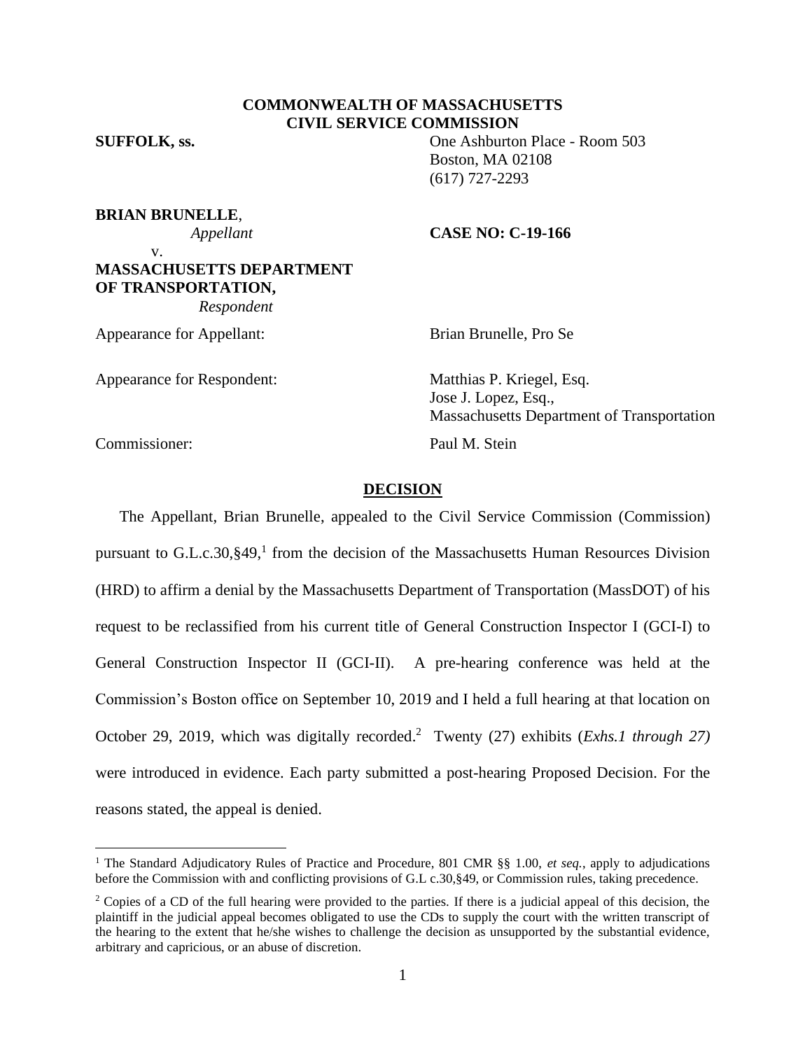**COMMONWEALTH OF MASSACHUSETTS**
**CIVIL SERVICE COMMISSION**

**SUFFOLK, ss.**

One Ashburton Place - Room 503
Boston, MA 02108
(617) 727-2293

**BRIAN BRUNELLE**,
*Appellant*

v.

**MASSACHUSETTS DEPARTMENT OF TRANSPORTATION,**
*Respondent*

**CASE NO: C-19-166**

Appearance for Appellant: Brian Brunelle, Pro Se

Appearance for Respondent: Matthias P. Kriegel, Esq.
Jose J. Lopez, Esq.,
Massachusetts Department of Transportation

Commissioner: Paul M. Stein

## DECISION

The Appellant, Brian Brunelle, appealed to the Civil Service Commission (Commission) pursuant to G.L.c.30,§49,[1] from the decision of the Massachusetts Human Resources Division (HRD) to affirm a denial by the Massachusetts Department of Transportation (MassDOT) of his request to be reclassified from his current title of General Construction Inspector I (GCI-I) to General Construction Inspector II (GCI-II). A pre-hearing conference was held at the Commission's Boston office on September 10, 2019 and I held a full hearing at that location on October 29, 2019, which was digitally recorded.[2] Twenty (27) exhibits (*Exhs.1 through 27)* were introduced in evidence. Each party submitted a post-hearing Proposed Decision. For the reasons stated, the appeal is denied.

[1] The Standard Adjudicatory Rules of Practice and Procedure, 801 CMR §§ 1.00, *et seq.*, apply to adjudications before the Commission with and conflicting provisions of G.L c.30,§49, or Commission rules, taking precedence.

[2] Copies of a CD of the full hearing were provided to the parties. If there is a judicial appeal of this decision, the plaintiff in the judicial appeal becomes obligated to use the CDs to supply the court with the written transcript of the hearing to the extent that he/she wishes to challenge the decision as unsupported by the substantial evidence, arbitrary and capricious, or an abuse of discretion.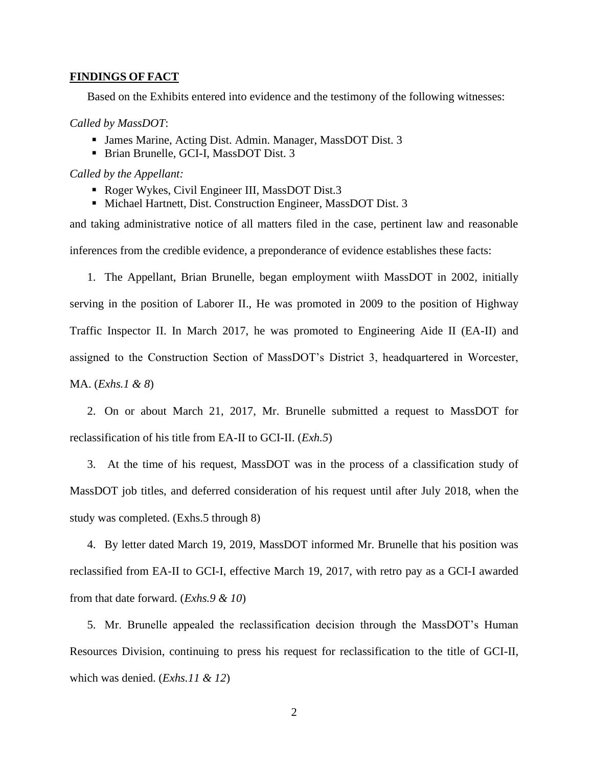**FINDINGS OF FACT**

Based on the Exhibits entered into evidence and the testimony of the following witnesses:

*Called by MassDOT*:

- James Marine, Acting Dist. Admin. Manager, MassDOT Dist. 3
- Brian Brunelle, GCI-I, MassDOT Dist. 3

*Called by the Appellant:*

- Roger Wykes, Civil Engineer III, MassDOT Dist.3
- Michael Hartnett, Dist. Construction Engineer, MassDOT Dist. 3

and taking administrative notice of all matters filed in the case, pertinent law and reasonable inferences from the credible evidence, a preponderance of evidence establishes these facts:

1. The Appellant, Brian Brunelle, began employment wiith MassDOT in 2002, initially serving in the position of Laborer II., He was promoted in 2009 to the position of Highway Traffic Inspector II. In March 2017, he was promoted to Engineering Aide II (EA-II) and assigned to the Construction Section of MassDOT's District 3, headquartered in Worcester, MA. (*Exhs.1 & 8*)

2. On or about March 21, 2017, Mr. Brunelle submitted a request to MassDOT for reclassification of his title from EA-II to GCI-II. (*Exh.5*)

3. At the time of his request, MassDOT was in the process of a classification study of MassDOT job titles, and deferred consideration of his request until after July 2018, when the study was completed. (Exhs.5 through 8)

4. By letter dated March 19, 2019, MassDOT informed Mr. Brunelle that his position was reclassified from EA-II to GCI-I, effective March 19, 2017, with retro pay as a GCI-I awarded from that date forward. (*Exhs.9 & 10*)

5. Mr. Brunelle appealed the reclassification decision through the MassDOT's Human Resources Division, continuing to press his request for reclassification to the title of GCI-II, which was denied. (*Exhs.11 & 12*)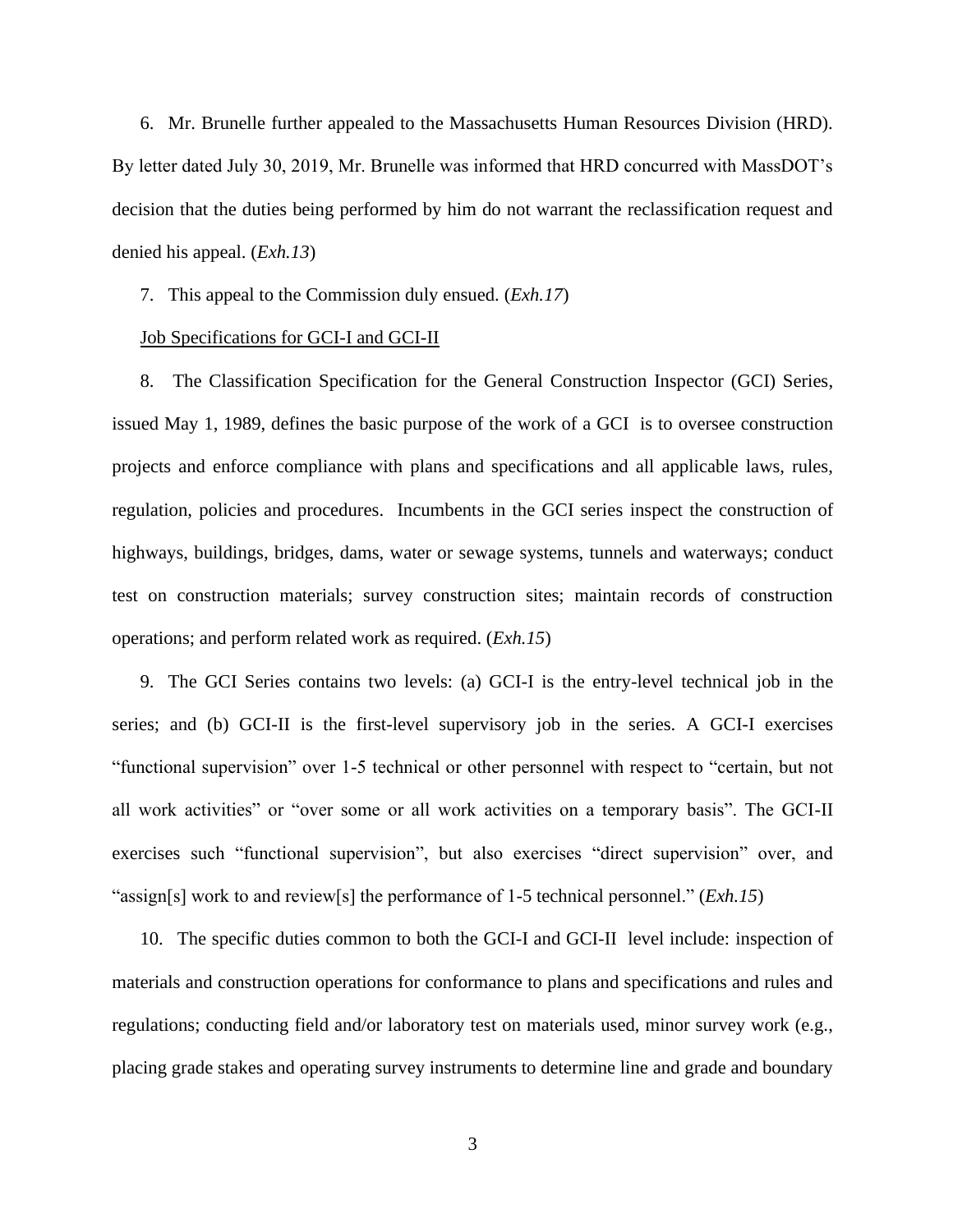6. Mr. Brunelle further appealed to the Massachusetts Human Resources Division (HRD). By letter dated July 30, 2019, Mr. Brunelle was informed that HRD concurred with MassDOT's decision that the duties being performed by him do not warrant the reclassification request and denied his appeal. (*Exh.13*)

7. This appeal to the Commission duly ensued. (*Exh.17*)

<u>Job Specifications for GCI-I and GCI-II</u>

8. The Classification Specification for the General Construction Inspector (GCI) Series, issued May 1, 1989, defines the basic purpose of the work of a GCI is to oversee construction projects and enforce compliance with plans and specifications and all applicable laws, rules, regulation, policies and procedures. Incumbents in the GCI series inspect the construction of highways, buildings, bridges, dams, water or sewage systems, tunnels and waterways; conduct test on construction materials; survey construction sites; maintain records of construction operations; and perform related work as required. (*Exh.15*)

9. The GCI Series contains two levels: (a) GCI-I is the entry-level technical job in the series; and (b) GCI-II is the first-level supervisory job in the series. A GCI-I exercises "functional supervision" over 1-5 technical or other personnel with respect to "certain, but not all work activities" or "over some or all work activities on a temporary basis". The GCI-II exercises such "functional supervision", but also exercises "direct supervision" over, and "assign[s] work to and review[s] the performance of 1-5 technical personnel." (*Exh.15*)

10. The specific duties common to both the GCI-I and GCI-II level include: inspection of materials and construction operations for conformance to plans and specifications and rules and regulations; conducting field and/or laboratory test on materials used, minor survey work (e.g., placing grade stakes and operating survey instruments to determine line and grade and boundary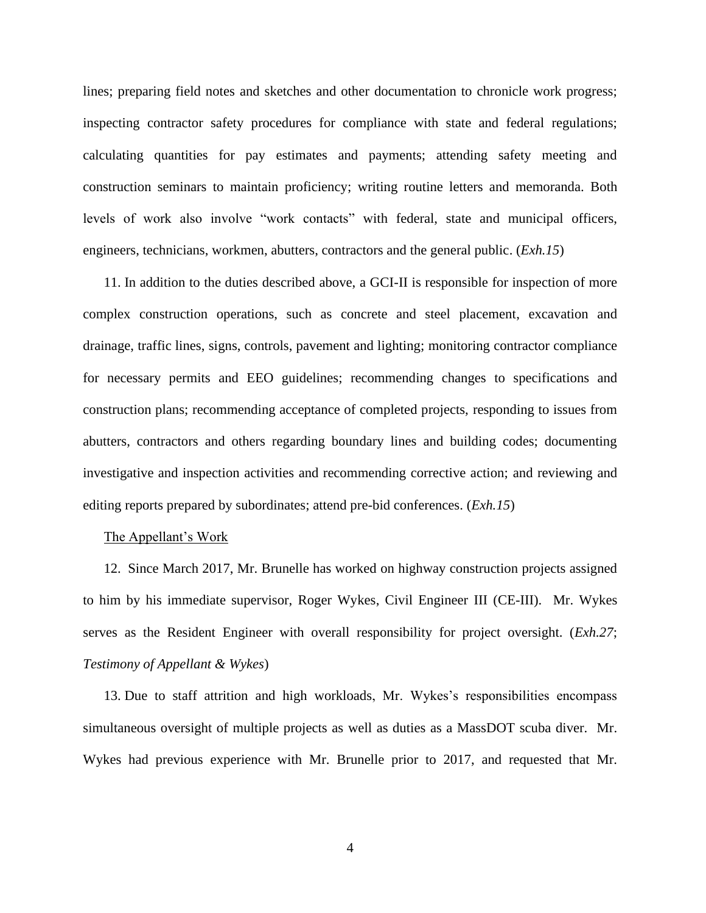lines; preparing field notes and sketches and other documentation to chronicle work progress; inspecting contractor safety procedures for compliance with state and federal regulations; calculating quantities for pay estimates and payments; attending safety meeting and construction seminars to maintain proficiency; writing routine letters and memoranda. Both levels of work also involve "work contacts" with federal, state and municipal officers, engineers, technicians, workmen, abutters, contractors and the general public. (*Exh.15*)

11. In addition to the duties described above, a GCI-II is responsible for inspection of more complex construction operations, such as concrete and steel placement, excavation and drainage, traffic lines, signs, controls, pavement and lighting; monitoring contractor compliance for necessary permits and EEO guidelines; recommending changes to specifications and construction plans; recommending acceptance of completed projects, responding to issues from abutters, contractors and others regarding boundary lines and building codes; documenting investigative and inspection activities and recommending corrective action; and reviewing and editing reports prepared by subordinates; attend pre-bid conferences. (*Exh.15*)

<u>The Appellant's Work</u>

12. Since March 2017, Mr. Brunelle has worked on highway construction projects assigned to him by his immediate supervisor, Roger Wykes, Civil Engineer III (CE-III). Mr. Wykes serves as the Resident Engineer with overall responsibility for project oversight. (*Exh.27*; *Testimony of Appellant & Wykes*)

13. Due to staff attrition and high workloads, Mr. Wykes's responsibilities encompass simultaneous oversight of multiple projects as well as duties as a MassDOT scuba diver. Mr. Wykes had previous experience with Mr. Brunelle prior to 2017, and requested that Mr.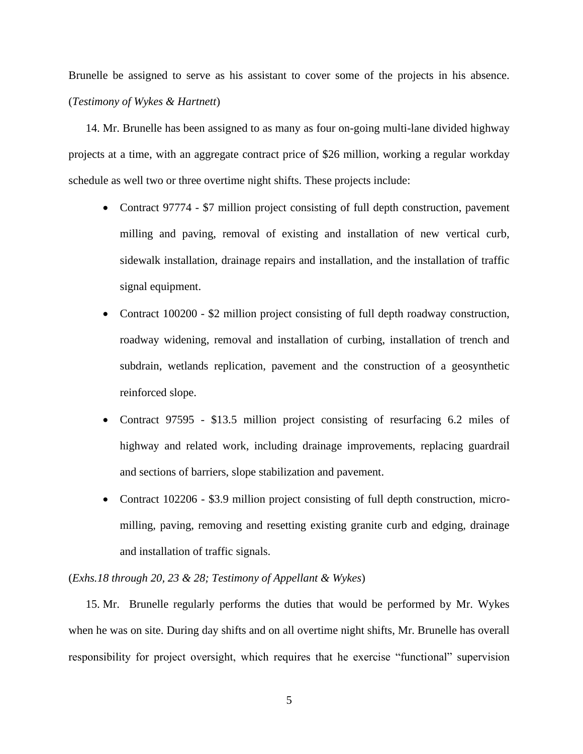Brunelle be assigned to serve as his assistant to cover some of the projects in his absence. (*Testimony of Wykes & Hartnett*)

14. Mr. Brunelle has been assigned to as many as four on-going multi-lane divided highway projects at a time, with an aggregate contract price of $26 million, working a regular workday schedule as well two or three overtime night shifts. These projects include:

- Contract 97774 - $7 million project consisting of full depth construction, pavement milling and paving, removal of existing and installation of new vertical curb, sidewalk installation, drainage repairs and installation, and the installation of traffic signal equipment.
- Contract 100200 - $2 million project consisting of full depth roadway construction, roadway widening, removal and installation of curbing, installation of trench and subdrain, wetlands replication, pavement and the construction of a geosynthetic reinforced slope.
- Contract 97595 - $13.5 million project consisting of resurfacing 6.2 miles of highway and related work, including drainage improvements, replacing guardrail and sections of barriers, slope stabilization and pavement.
- Contract 102206 - $3.9 million project consisting of full depth construction, micro-milling, paving, removing and resetting existing granite curb and edging, drainage and installation of traffic signals.

(*Exhs.18 through 20, 23 & 28; Testimony of Appellant & Wykes*)

15. Mr. Brunelle regularly performs the duties that would be performed by Mr. Wykes when he was on site. During day shifts and on all overtime night shifts, Mr. Brunelle has overall responsibility for project oversight, which requires that he exercise "functional" supervision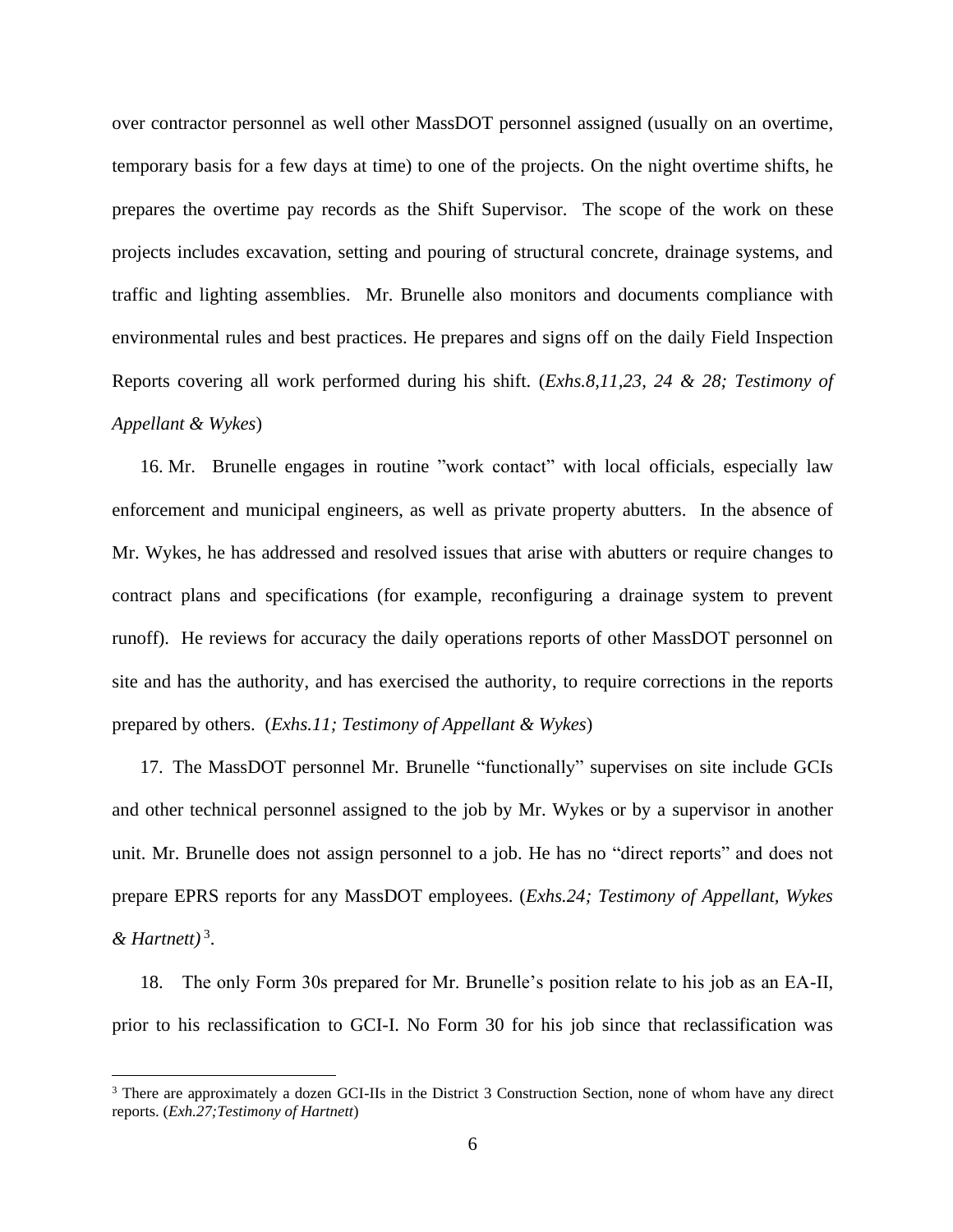over contractor personnel as well other MassDOT personnel assigned (usually on an overtime, temporary basis for a few days at time) to one of the projects. On the night overtime shifts, he prepares the overtime pay records as the Shift Supervisor. The scope of the work on these projects includes excavation, setting and pouring of structural concrete, drainage systems, and traffic and lighting assemblies. Mr. Brunelle also monitors and documents compliance with environmental rules and best practices. He prepares and signs off on the daily Field Inspection Reports covering all work performed during his shift. (*Exhs.8,11,23, 24 & 28; Testimony of Appellant & Wykes*)

16. Mr. Brunelle engages in routine "work contact" with local officials, especially law enforcement and municipal engineers, as well as private property abutters. In the absence of Mr. Wykes, he has addressed and resolved issues that arise with abutters or require changes to contract plans and specifications (for example, reconfiguring a drainage system to prevent runoff). He reviews for accuracy the daily operations reports of other MassDOT personnel on site and has the authority, and has exercised the authority, to require corrections in the reports prepared by others. (*Exhs.11; Testimony of Appellant & Wykes*)

17. The MassDOT personnel Mr. Brunelle "functionally" supervises on site include GCIs and other technical personnel assigned to the job by Mr. Wykes or by a supervisor in another unit. Mr. Brunelle does not assign personnel to a job. He has no "direct reports" and does not prepare EPRS reports for any MassDOT employees. (*Exhs.24; Testimony of Appellant, Wykes & Hartnett)*[3].

18. The only Form 30s prepared for Mr. Brunelle's position relate to his job as an EA-II, prior to his reclassification to GCI-I. No Form 30 for his job since that reclassification was

[3] There are approximately a dozen GCI-IIs in the District 3 Construction Section, none of whom have any direct reports. (*Exh.27;Testimony of Hartnett*)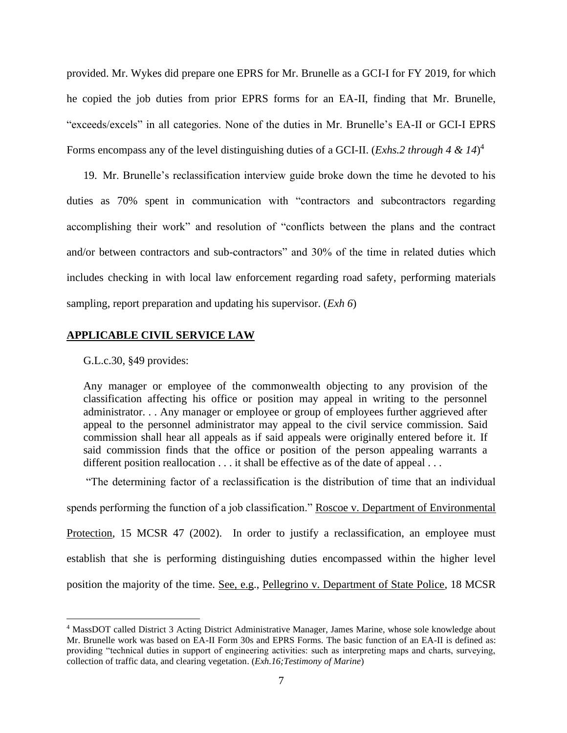provided. Mr. Wykes did prepare one EPRS for Mr. Brunelle as a GCI-I for FY 2019, for which he copied the job duties from prior EPRS forms for an EA-II, finding that Mr. Brunelle, "exceeds/excels" in all categories. None of the duties in Mr. Brunelle's EA-II or GCI-I EPRS Forms encompass any of the level distinguishing duties of a GCI-II. (*Exhs.2 through 4 & 14*)[4]

19. Mr. Brunelle's reclassification interview guide broke down the time he devoted to his duties as 70% spent in communication with "contractors and subcontractors regarding accomplishing their work" and resolution of "conflicts between the plans and the contract and/or between contractors and sub-contractors" and 30% of the time in related duties which includes checking in with local law enforcement regarding road safety, performing materials sampling, report preparation and updating his supervisor. (*Exh 6*)

## APPLICABLE CIVIL SERVICE LAW

G.L.c.30, §49 provides:

> Any manager or employee of the commonwealth objecting to any provision of the classification affecting his office or position may appeal in writing to the personnel administrator. . . Any manager or employee or group of employees further aggrieved after appeal to the personnel administrator may appeal to the civil service commission. Said commission shall hear all appeals as if said appeals were originally entered before it. If said commission finds that the office or position of the person appealing warrants a different position reallocation . . . it shall be effective as of the date of appeal . . .

"The determining factor of a reclassification is the distribution of time that an individual spends performing the function of a job classification." Roscoe v. Department of Environmental Protection, 15 MCSR 47 (2002). In order to justify a reclassification, an employee must establish that she is performing distinguishing duties encompassed within the higher level position the majority of the time. See, e.g., Pellegrino v. Department of State Police, 18 MCSR

[4] MassDOT called District 3 Acting District Administrative Manager, James Marine, whose sole knowledge about Mr. Brunelle work was based on EA-II Form 30s and EPRS Forms. The basic function of an EA-II is defined as: providing "technical duties in support of engineering activities: such as interpreting maps and charts, surveying, collection of traffic data, and clearing vegetation. (*Exh.16;Testimony of Marine*)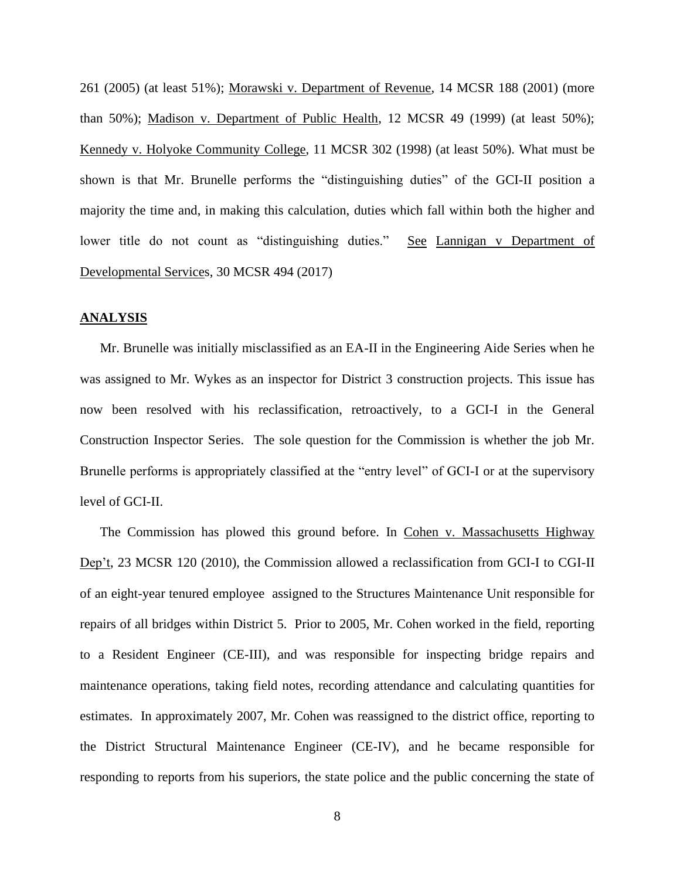261 (2005) (at least 51%); Morawski v. Department of Revenue, 14 MCSR 188 (2001) (more than 50%); Madison v. Department of Public Health, 12 MCSR 49 (1999) (at least 50%); Kennedy v. Holyoke Community College, 11 MCSR 302 (1998) (at least 50%). What must be shown is that Mr. Brunelle performs the "distinguishing duties" of the GCI-II position a majority the time and, in making this calculation, duties which fall within both the higher and lower title do not count as "distinguishing duties." See Lannigan v Department of Developmental Services, 30 MCSR 494 (2017)

## ANALYSIS

Mr. Brunelle was initially misclassified as an EA-II in the Engineering Aide Series when he was assigned to Mr. Wykes as an inspector for District 3 construction projects. This issue has now been resolved with his reclassification, retroactively, to a GCI-I in the General Construction Inspector Series. The sole question for the Commission is whether the job Mr. Brunelle performs is appropriately classified at the "entry level" of GCI-I or at the supervisory level of GCI-II.

The Commission has plowed this ground before. In Cohen v. Massachusetts Highway Dep't, 23 MCSR 120 (2010), the Commission allowed a reclassification from GCI-I to CGI-II of an eight-year tenured employee assigned to the Structures Maintenance Unit responsible for repairs of all bridges within District 5. Prior to 2005, Mr. Cohen worked in the field, reporting to a Resident Engineer (CE-III), and was responsible for inspecting bridge repairs and maintenance operations, taking field notes, recording attendance and calculating quantities for estimates. In approximately 2007, Mr. Cohen was reassigned to the district office, reporting to the District Structural Maintenance Engineer (CE-IV), and he became responsible for responding to reports from his superiors, the state police and the public concerning the state of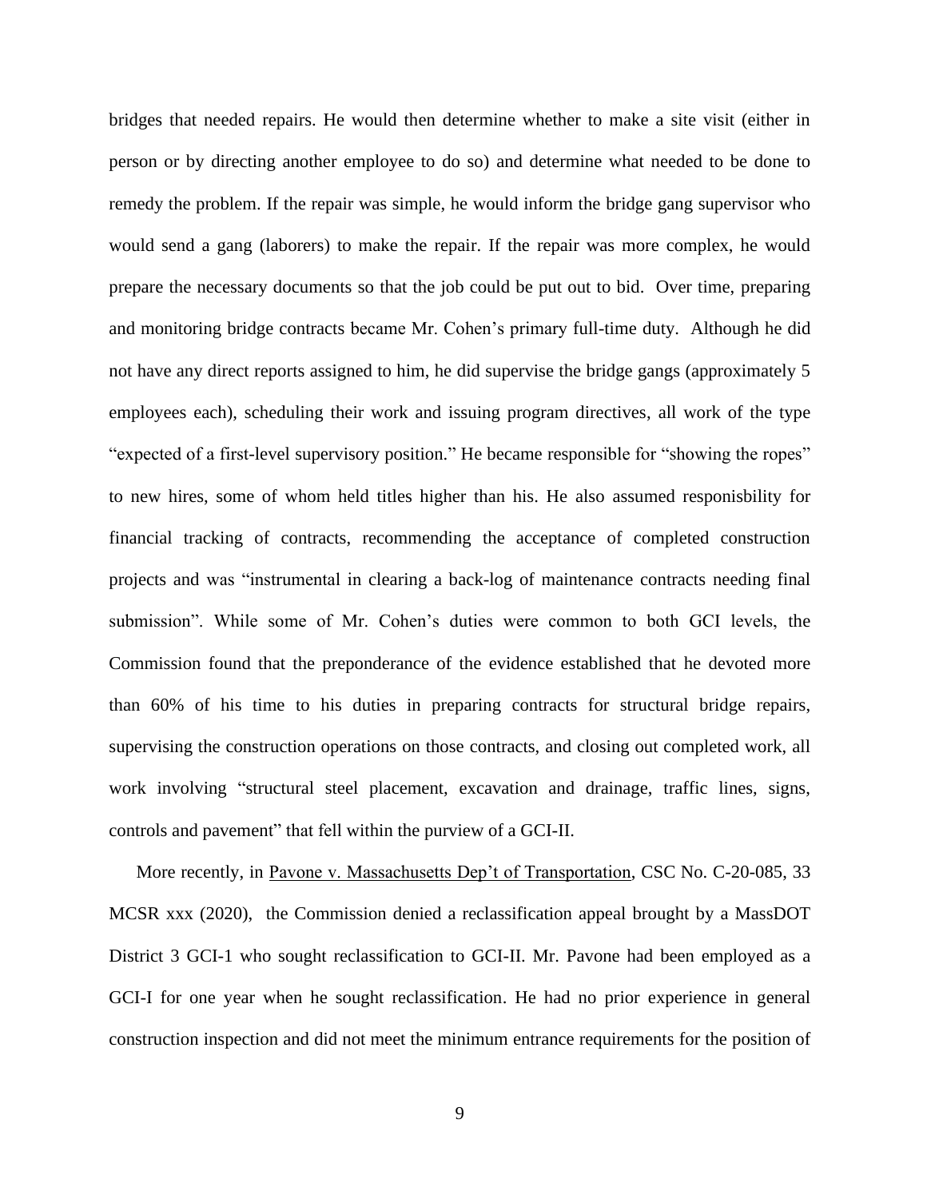bridges that needed repairs. He would then determine whether to make a site visit (either in person or by directing another employee to do so) and determine what needed to be done to remedy the problem. If the repair was simple, he would inform the bridge gang supervisor who would send a gang (laborers) to make the repair. If the repair was more complex, he would prepare the necessary documents so that the job could be put out to bid. Over time, preparing and monitoring bridge contracts became Mr. Cohen's primary full-time duty. Although he did not have any direct reports assigned to him, he did supervise the bridge gangs (approximately 5 employees each), scheduling their work and issuing program directives, all work of the type "expected of a first-level supervisory position." He became responsible for "showing the ropes" to new hires, some of whom held titles higher than his. He also assumed responisbility for financial tracking of contracts, recommending the acceptance of completed construction projects and was "instrumental in clearing a back-log of maintenance contracts needing final submission". While some of Mr. Cohen's duties were common to both GCI levels, the Commission found that the preponderance of the evidence established that he devoted more than 60% of his time to his duties in preparing contracts for structural bridge repairs, supervising the construction operations on those contracts, and closing out completed work, all work involving "structural steel placement, excavation and drainage, traffic lines, signs, controls and pavement" that fell within the purview of a GCI-II.

More recently, in Pavone v. Massachusetts Dep't of Transportation, CSC No. C-20-085, 33 MCSR xxx (2020), the Commission denied a reclassification appeal brought by a MassDOT District 3 GCI-1 who sought reclassification to GCI-II. Mr. Pavone had been employed as a GCI-I for one year when he sought reclassification. He had no prior experience in general construction inspection and did not meet the minimum entrance requirements for the position of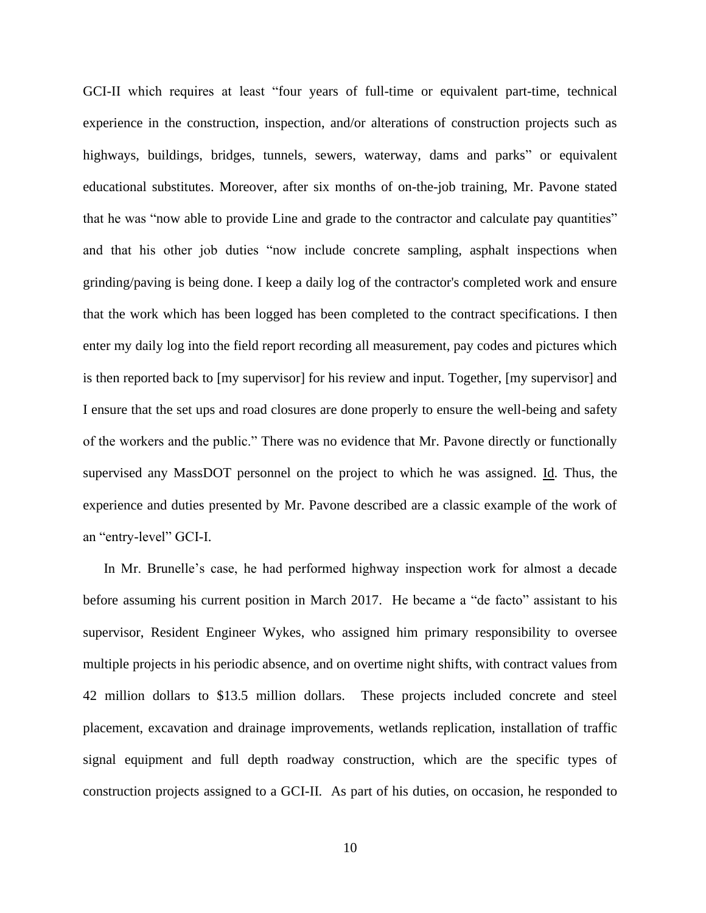GCI-II which requires at least "four years of full-time or equivalent part-time, technical experience in the construction, inspection, and/or alterations of construction projects such as highways, buildings, bridges, tunnels, sewers, waterway, dams and parks" or equivalent educational substitutes. Moreover, after six months of on-the-job training, Mr. Pavone stated that he was "now able to provide Line and grade to the contractor and calculate pay quantities" and that his other job duties "now include concrete sampling, asphalt inspections when grinding/paving is being done. I keep a daily log of the contractor's completed work and ensure that the work which has been logged has been completed to the contract specifications. I then enter my daily log into the field report recording all measurement, pay codes and pictures which is then reported back to [my supervisor] for his review and input. Together, [my supervisor] and I ensure that the set ups and road closures are done properly to ensure the well-being and safety of the workers and the public." There was no evidence that Mr. Pavone directly or functionally supervised any MassDOT personnel on the project to which he was assigned. Id. Thus, the experience and duties presented by Mr. Pavone described are a classic example of the work of an "entry-level" GCI-I.

In Mr. Brunelle's case, he had performed highway inspection work for almost a decade before assuming his current position in March 2017. He became a "de facto" assistant to his supervisor, Resident Engineer Wykes, who assigned him primary responsibility to oversee multiple projects in his periodic absence, and on overtime night shifts, with contract values from 42 million dollars to $13.5 million dollars. These projects included concrete and steel placement, excavation and drainage improvements, wetlands replication, installation of traffic signal equipment and full depth roadway construction, which are the specific types of construction projects assigned to a GCI-II. As part of his duties, on occasion, he responded to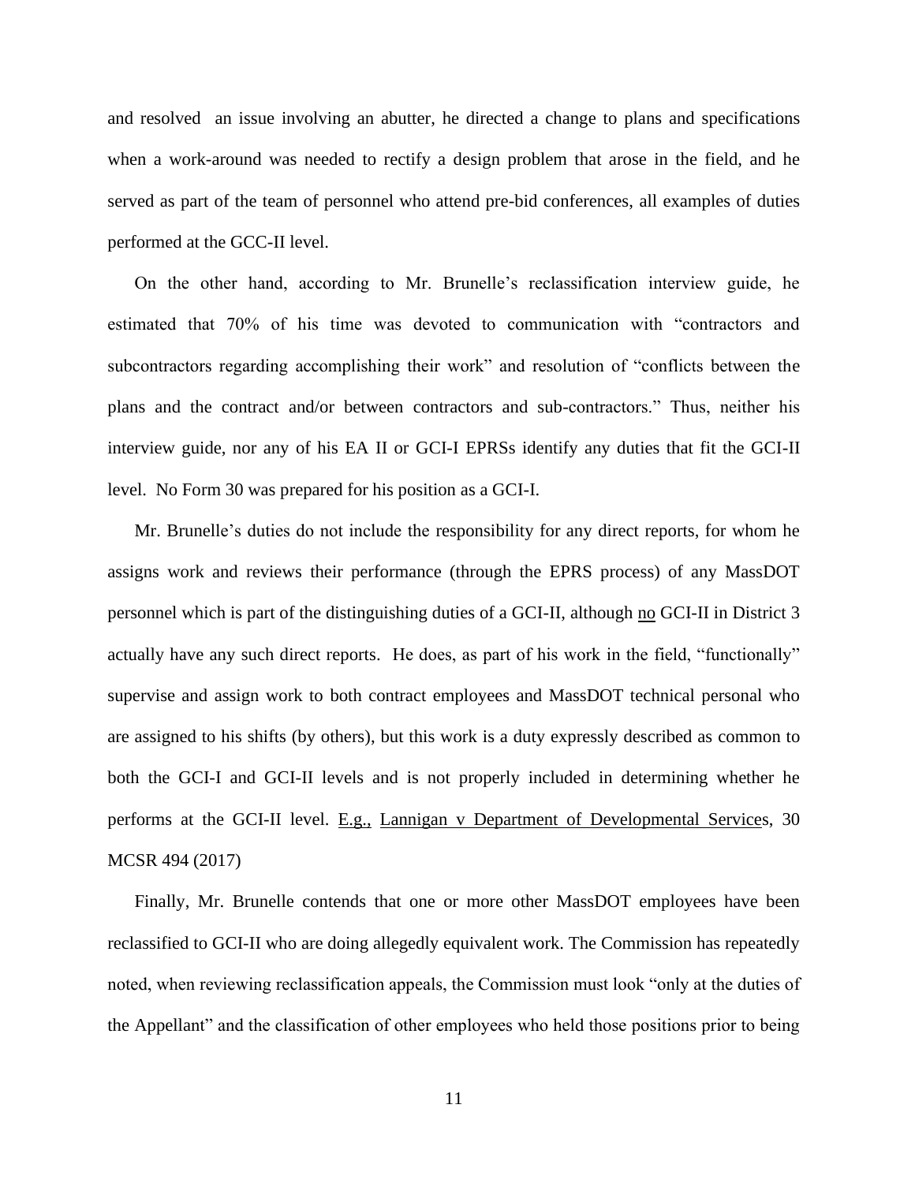and resolved an issue involving an abutter, he directed a change to plans and specifications when a work-around was needed to rectify a design problem that arose in the field, and he served as part of the team of personnel who attend pre-bid conferences, all examples of duties performed at the GCC-II level.

On the other hand, according to Mr. Brunelle's reclassification interview guide, he estimated that 70% of his time was devoted to communication with "contractors and subcontractors regarding accomplishing their work" and resolution of "conflicts between the plans and the contract and/or between contractors and sub-contractors." Thus, neither his interview guide, nor any of his EA II or GCI-I EPRSs identify any duties that fit the GCI-II level. No Form 30 was prepared for his position as a GCI-I.

Mr. Brunelle's duties do not include the responsibility for any direct reports, for whom he assigns work and reviews their performance (through the EPRS process) of any MassDOT personnel which is part of the distinguishing duties of a GCI-II, although <u>no</u> GCI-II in District 3 actually have any such direct reports. He does, as part of his work in the field, "functionally" supervise and assign work to both contract employees and MassDOT technical personal who are assigned to his shifts (by others), but this work is a duty expressly described as common to both the GCI-I and GCI-II levels and is not properly included in determining whether he performs at the GCI-II level. <u>E.g.,</u> <u>Lannigan v Department of Developmental Services</u>, 30 MCSR 494 (2017)

Finally, Mr. Brunelle contends that one or more other MassDOT employees have been reclassified to GCI-II who are doing allegedly equivalent work. The Commission has repeatedly noted, when reviewing reclassification appeals, the Commission must look "only at the duties of the Appellant" and the classification of other employees who held those positions prior to being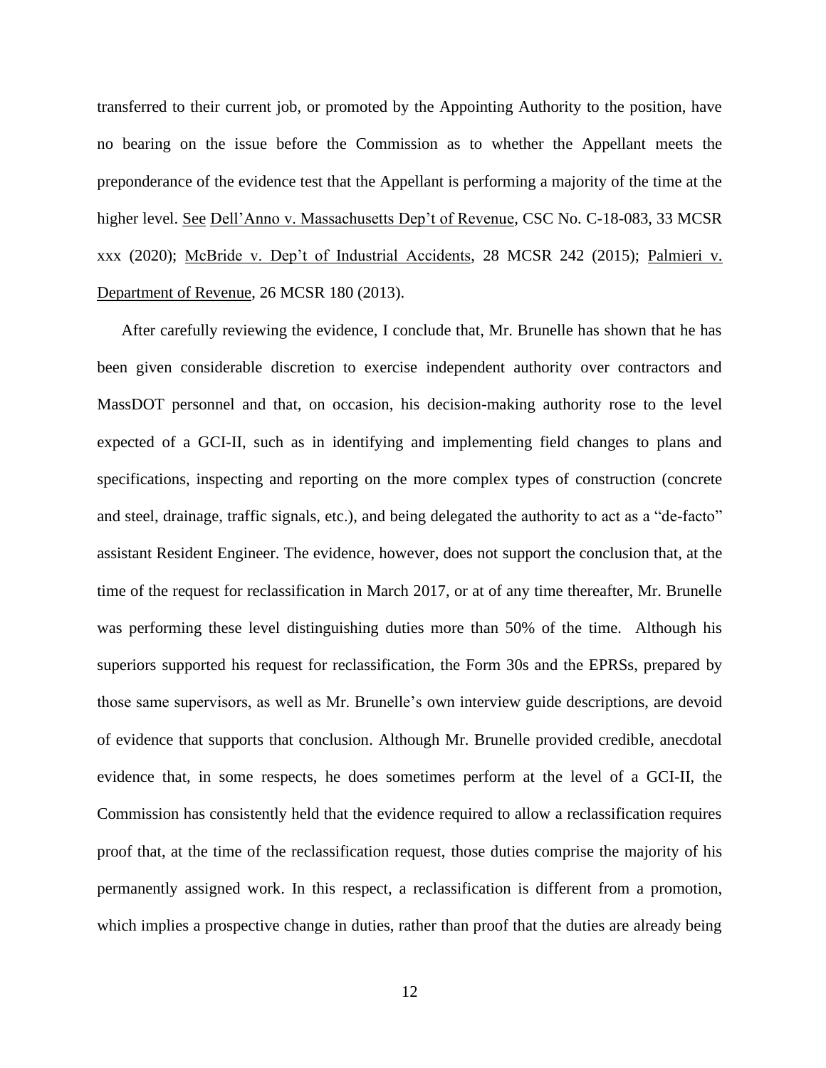transferred to their current job, or promoted by the Appointing Authority to the position, have no bearing on the issue before the Commission as to whether the Appellant meets the preponderance of the evidence test that the Appellant is performing a majority of the time at the higher level. See Dell'Anno v. Massachusetts Dep't of Revenue, CSC No. C-18-083, 33 MCSR xxx (2020); McBride v. Dep't of Industrial Accidents, 28 MCSR 242 (2015); Palmieri v. Department of Revenue, 26 MCSR 180 (2013).

After carefully reviewing the evidence, I conclude that, Mr. Brunelle has shown that he has been given considerable discretion to exercise independent authority over contractors and MassDOT personnel and that, on occasion, his decision-making authority rose to the level expected of a GCI-II, such as in identifying and implementing field changes to plans and specifications, inspecting and reporting on the more complex types of construction (concrete and steel, drainage, traffic signals, etc.), and being delegated the authority to act as a "de-facto" assistant Resident Engineer. The evidence, however, does not support the conclusion that, at the time of the request for reclassification in March 2017, or at of any time thereafter, Mr. Brunelle was performing these level distinguishing duties more than 50% of the time. Although his superiors supported his request for reclassification, the Form 30s and the EPRSs, prepared by those same supervisors, as well as Mr. Brunelle's own interview guide descriptions, are devoid of evidence that supports that conclusion. Although Mr. Brunelle provided credible, anecdotal evidence that, in some respects, he does sometimes perform at the level of a GCI-II, the Commission has consistently held that the evidence required to allow a reclassification requires proof that, at the time of the reclassification request, those duties comprise the majority of his permanently assigned work. In this respect, a reclassification is different from a promotion, which implies a prospective change in duties, rather than proof that the duties are already being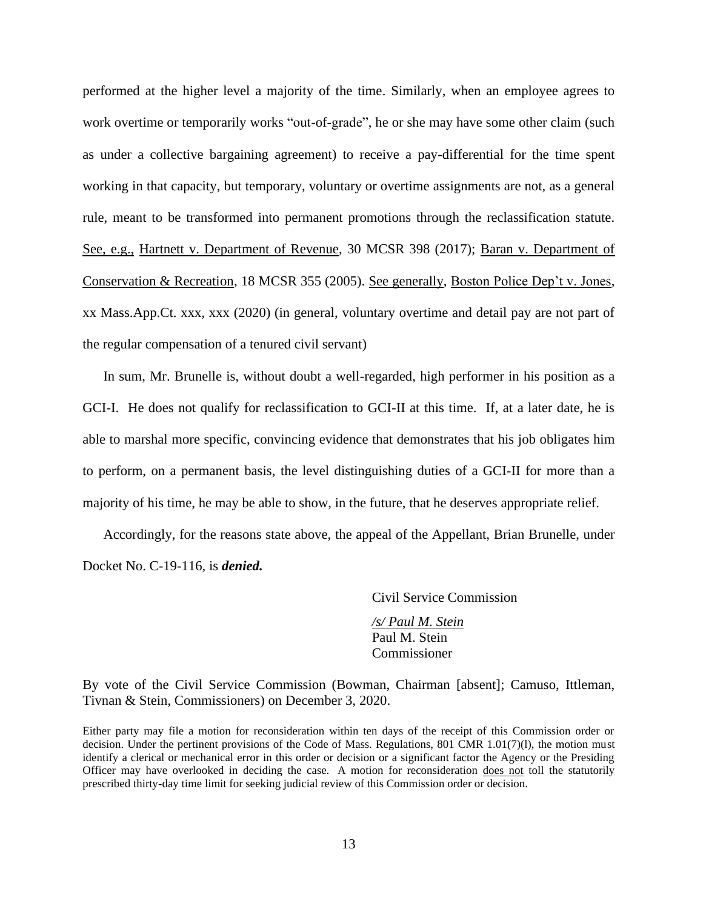performed at the higher level a majority of the time. Similarly, when an employee agrees to work overtime or temporarily works "out-of-grade", he or she may have some other claim (such as under a collective bargaining agreement) to receive a pay-differential for the time spent working in that capacity, but temporary, voluntary or overtime assignments are not, as a general rule, meant to be transformed into permanent promotions through the reclassification statute. See, e.g., Hartnett v. Department of Revenue, 30 MCSR 398 (2017); Baran v. Department of Conservation & Recreation, 18 MCSR 355 (2005). See generally, Boston Police Dep't v. Jones, xx Mass.App.Ct. xxx, xxx (2020) (in general, voluntary overtime and detail pay are not part of the regular compensation of a tenured civil servant)

In sum, Mr. Brunelle is, without doubt a well-regarded, high performer in his position as a GCI-I. He does not qualify for reclassification to GCI-II at this time. If, at a later date, he is able to marshal more specific, convincing evidence that demonstrates that his job obligates him to perform, on a permanent basis, the level distinguishing duties of a GCI-II for more than a majority of his time, he may be able to show, in the future, that he deserves appropriate relief.

Accordingly, for the reasons state above, the appeal of the Appellant, Brian Brunelle, under Docket No. C-19-116, is ***denied.***

Civil Service Commission

*/s/ Paul M. Stein*
Paul M. Stein
Commissioner

By vote of the Civil Service Commission (Bowman, Chairman [absent]; Camuso, Ittleman, Tivnan & Stein, Commissioners) on December 3, 2020.

Either party may file a motion for reconsideration within ten days of the receipt of this Commission order or decision. Under the pertinent provisions of the Code of Mass. Regulations, 801 CMR 1.01(7)(l), the motion must identify a clerical or mechanical error in this order or decision or a significant factor the Agency or the Presiding Officer may have overlooked in deciding the case. A motion for reconsideration does not toll the statutorily prescribed thirty-day time limit for seeking judicial review of this Commission order or decision.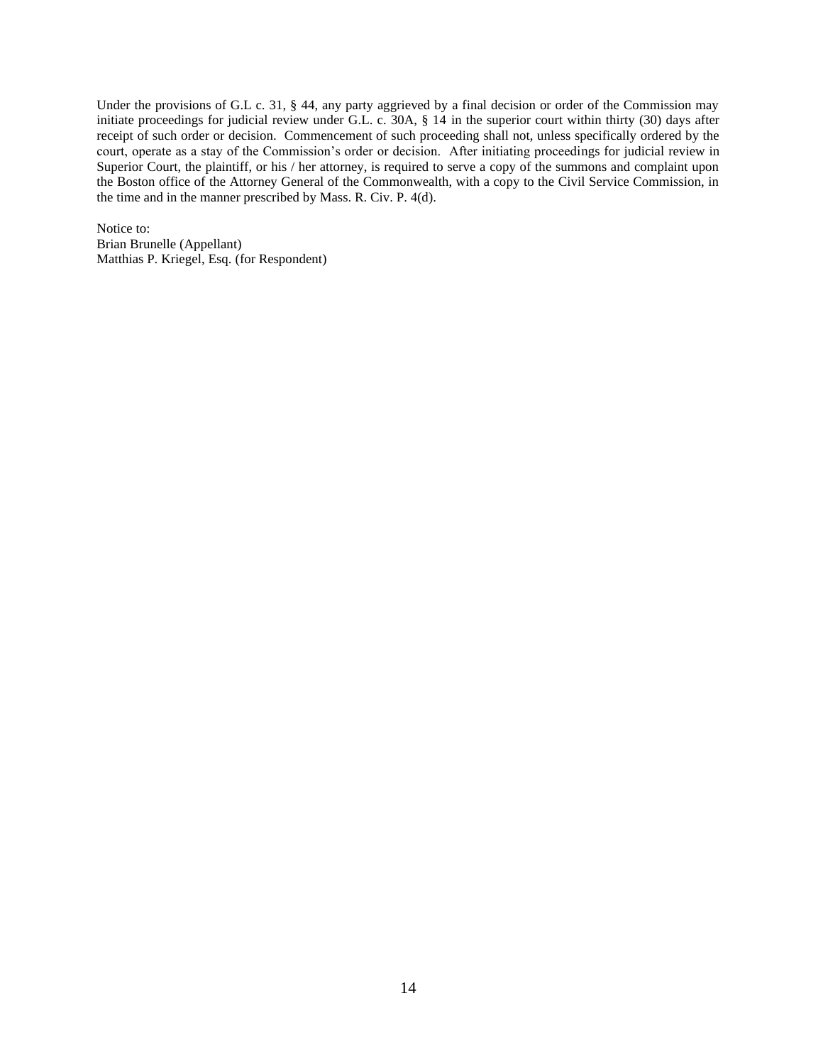Under the provisions of G.L c. 31, § 44, any party aggrieved by a final decision or order of the Commission may initiate proceedings for judicial review under G.L. c. 30A, § 14 in the superior court within thirty (30) days after receipt of such order or decision. Commencement of such proceeding shall not, unless specifically ordered by the court, operate as a stay of the Commission's order or decision. After initiating proceedings for judicial review in Superior Court, the plaintiff, or his / her attorney, is required to serve a copy of the summons and complaint upon the Boston office of the Attorney General of the Commonwealth, with a copy to the Civil Service Commission, in the time and in the manner prescribed by Mass. R. Civ. P. 4(d).

Notice to:
Brian Brunelle (Appellant)
Matthias P. Kriegel, Esq. (for Respondent)